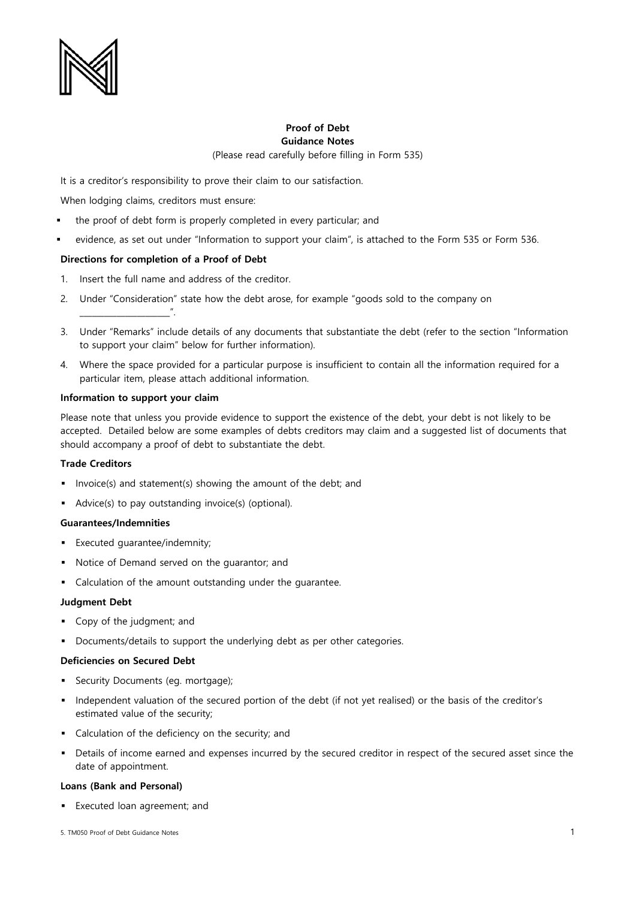**Proof of Debt**
**Guidance Notes**
(Please read carefully before filling in Form 535)

It is a creditor's responsibility to prove their claim to our satisfaction.

When lodging claims, creditors must ensure:

- the proof of debt form is properly completed in every particular; and
- evidence, as set out under "Information to support your claim", is attached to the Form 535 or Form 536.

**Directions for completion of a Proof of Debt**

1. Insert the full name and address of the creditor.
2. Under "Consideration" state how the debt arose, for example "goods sold to the company on \_\_\_\_\_\_\_\_\_\_\_\_\_\_\_\_\_\_\_\_".
3. Under "Remarks" include details of any documents that substantiate the debt (refer to the section "Information to support your claim" below for further information).
4. Where the space provided for a particular purpose is insufficient to contain all the information required for a particular item, please attach additional information.

**Information to support your claim**

Please note that unless you provide evidence to support the existence of the debt, your debt is not likely to be accepted. Detailed below are some examples of debts creditors may claim and a suggested list of documents that should accompany a proof of debt to substantiate the debt.

**Trade Creditors**

- Invoice(s) and statement(s) showing the amount of the debt; and
- Advice(s) to pay outstanding invoice(s) (optional).

**Guarantees/Indemnities**

- Executed guarantee/indemnity;
- Notice of Demand served on the guarantor; and
- Calculation of the amount outstanding under the guarantee.

**Judgment Debt**

- Copy of the judgment; and
- Documents/details to support the underlying debt as per other categories.

**Deficiencies on Secured Debt**

- Security Documents (eg. mortgage);
- Independent valuation of the secured portion of the debt (if not yet realised) or the basis of the creditor's estimated value of the security;
- Calculation of the deficiency on the security; and
- Details of income earned and expenses incurred by the secured creditor in respect of the secured asset since the date of appointment.

**Loans (Bank and Personal)**

- Executed loan agreement; and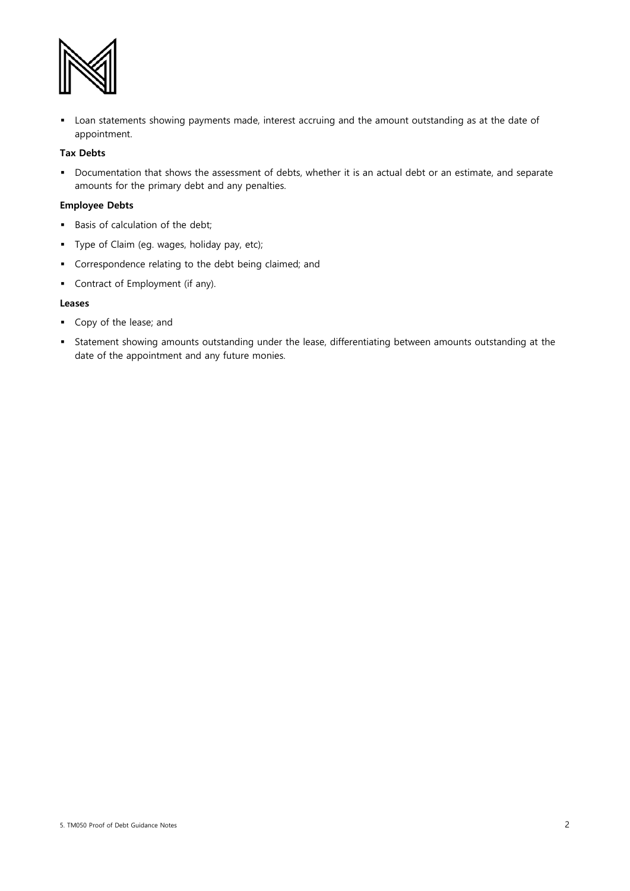- Loan statements showing payments made, interest accruing and the amount outstanding as at the date of appointment.

**Tax Debts**

- Documentation that shows the assessment of debts, whether it is an actual debt or an estimate, and separate amounts for the primary debt and any penalties.

**Employee Debts**

- Basis of calculation of the debt;
- Type of Claim (eg. wages, holiday pay, etc);
- Correspondence relating to the debt being claimed; and
- Contract of Employment (if any).

**Leases**

- Copy of the lease; and
- Statement showing amounts outstanding under the lease, differentiating between amounts outstanding at the date of the appointment and any future monies.